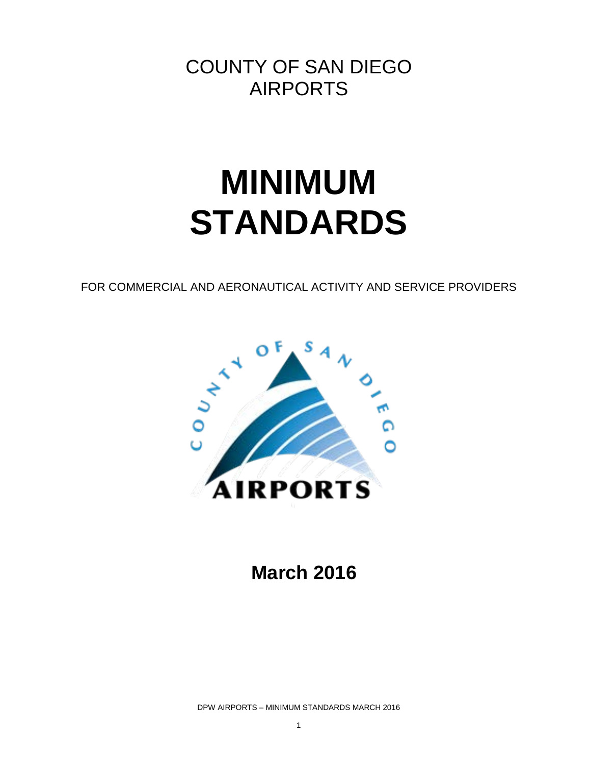COUNTY OF SAN DIEGO
AIRPORTS

# MINIMUM STANDARDS

FOR COMMERCIAL AND AERONAUTICAL ACTIVITY AND SERVICE PROVIDERS

**March 2016**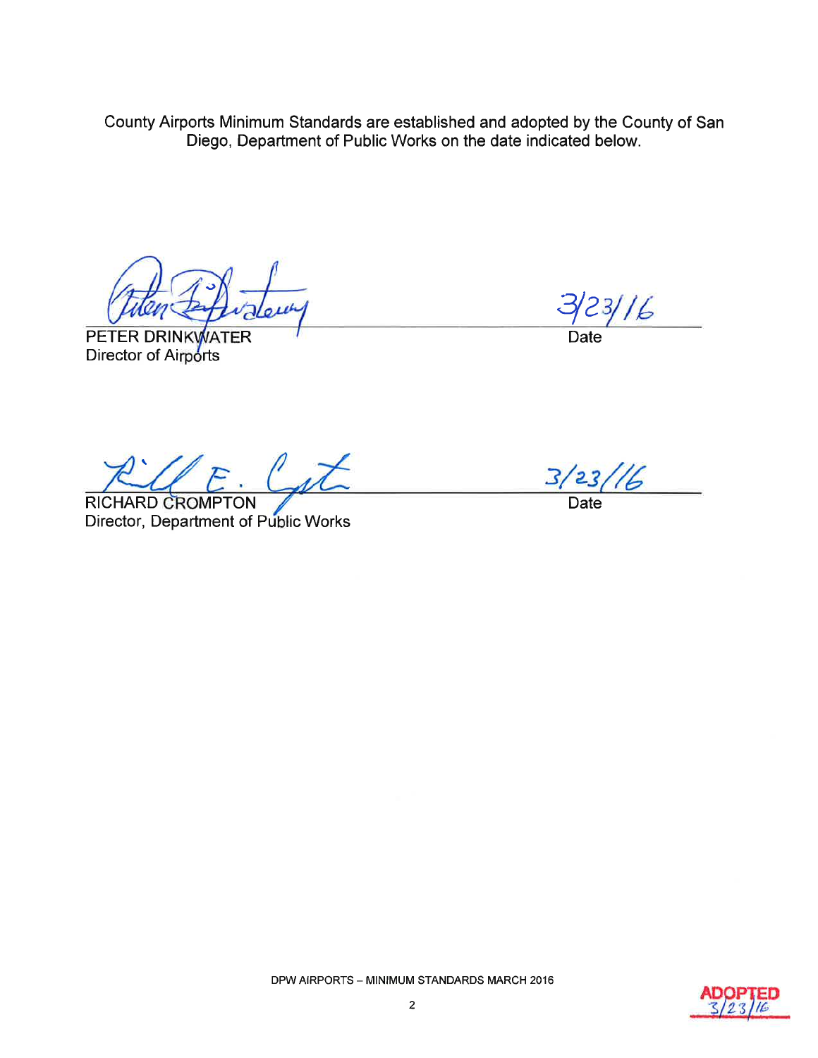County Airports Minimum Standards are established and adopted by the County of San Diego, Department of Public Works on the date indicated below.

PETER DRINKWATER
Director of Airports

3/23/16
Date

RICHARD CROMPTON
Director, Department of Public Works

3/23/16
Date

DPW AIRPORTS – MINIMUM STANDARDS MARCH 2016

ADOPTED 3/23/16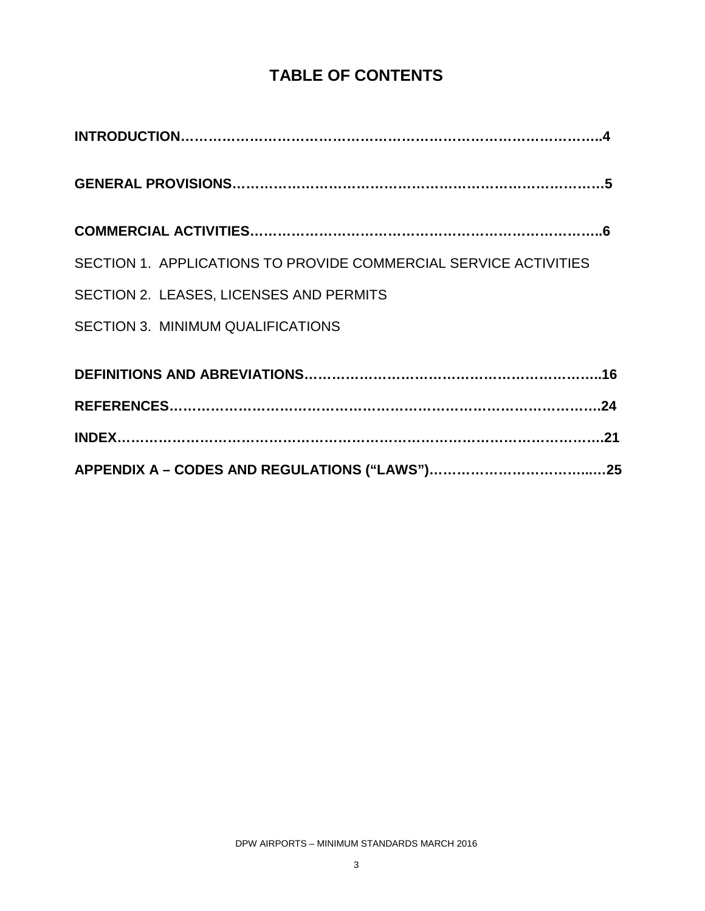# TABLE OF CONTENTS

**INTRODUCTION……………………………………………………………………………..4**

**GENERAL PROVISIONS………………………………………………………………………5**

**COMMERCIAL ACTIVITIES…………………………………………………………………..6**

SECTION 1. APPLICATIONS TO PROVIDE COMMERCIAL SERVICE ACTIVITIES

SECTION 2. LEASES, LICENSES AND PERMITS

SECTION 3. MINIMUM QUALIFICATIONS

**DEFINITIONS AND ABREVIATIONS………………………………………………………..16**

**REFERENCES…………………………………………………………………………………..24**

**INDEX…………………………………………………………………………………………….21**

**APPENDIX A – CODES AND REGULATIONS ("LAWS")……………………………...…25**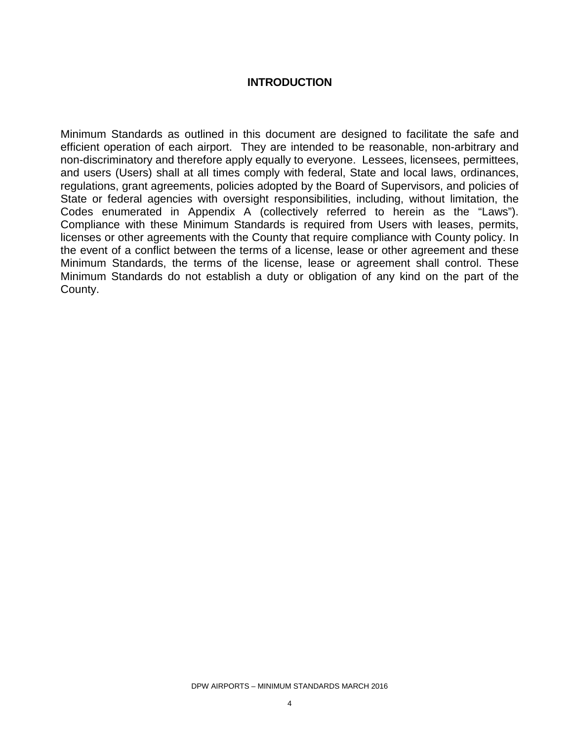# INTRODUCTION

Minimum Standards as outlined in this document are designed to facilitate the safe and efficient operation of each airport. They are intended to be reasonable, non-arbitrary and non-discriminatory and therefore apply equally to everyone. Lessees, licensees, permittees, and users (Users) shall at all times comply with federal, State and local laws, ordinances, regulations, grant agreements, policies adopted by the Board of Supervisors, and policies of State or federal agencies with oversight responsibilities, including, without limitation, the Codes enumerated in Appendix A (collectively referred to herein as the "Laws"). Compliance with these Minimum Standards is required from Users with leases, permits, licenses or other agreements with the County that require compliance with County policy. In the event of a conflict between the terms of a license, lease or other agreement and these Minimum Standards, the terms of the license, lease or agreement shall control. These Minimum Standards do not establish a duty or obligation of any kind on the part of the County.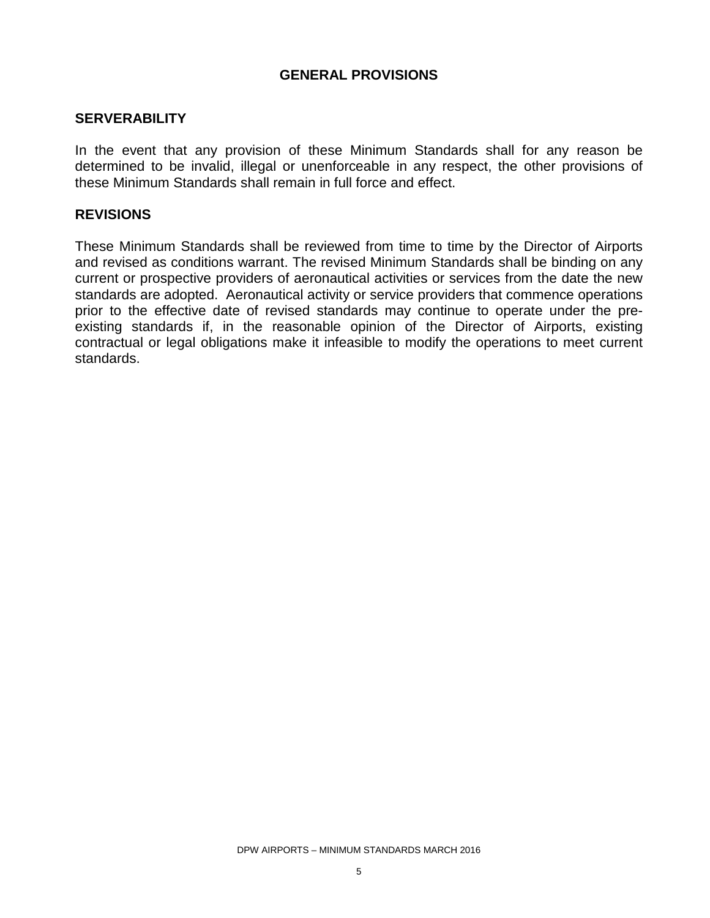## GENERAL PROVISIONS

### SERVERABILITY

In the event that any provision of these Minimum Standards shall for any reason be determined to be invalid, illegal or unenforceable in any respect, the other provisions of these Minimum Standards shall remain in full force and effect.

### REVISIONS

These Minimum Standards shall be reviewed from time to time by the Director of Airports and revised as conditions warrant. The revised Minimum Standards shall be binding on any current or prospective providers of aeronautical activities or services from the date the new standards are adopted. Aeronautical activity or service providers that commence operations prior to the effective date of revised standards may continue to operate under the pre-existing standards if, in the reasonable opinion of the Director of Airports, existing contractual or legal obligations make it infeasible to modify the operations to meet current standards.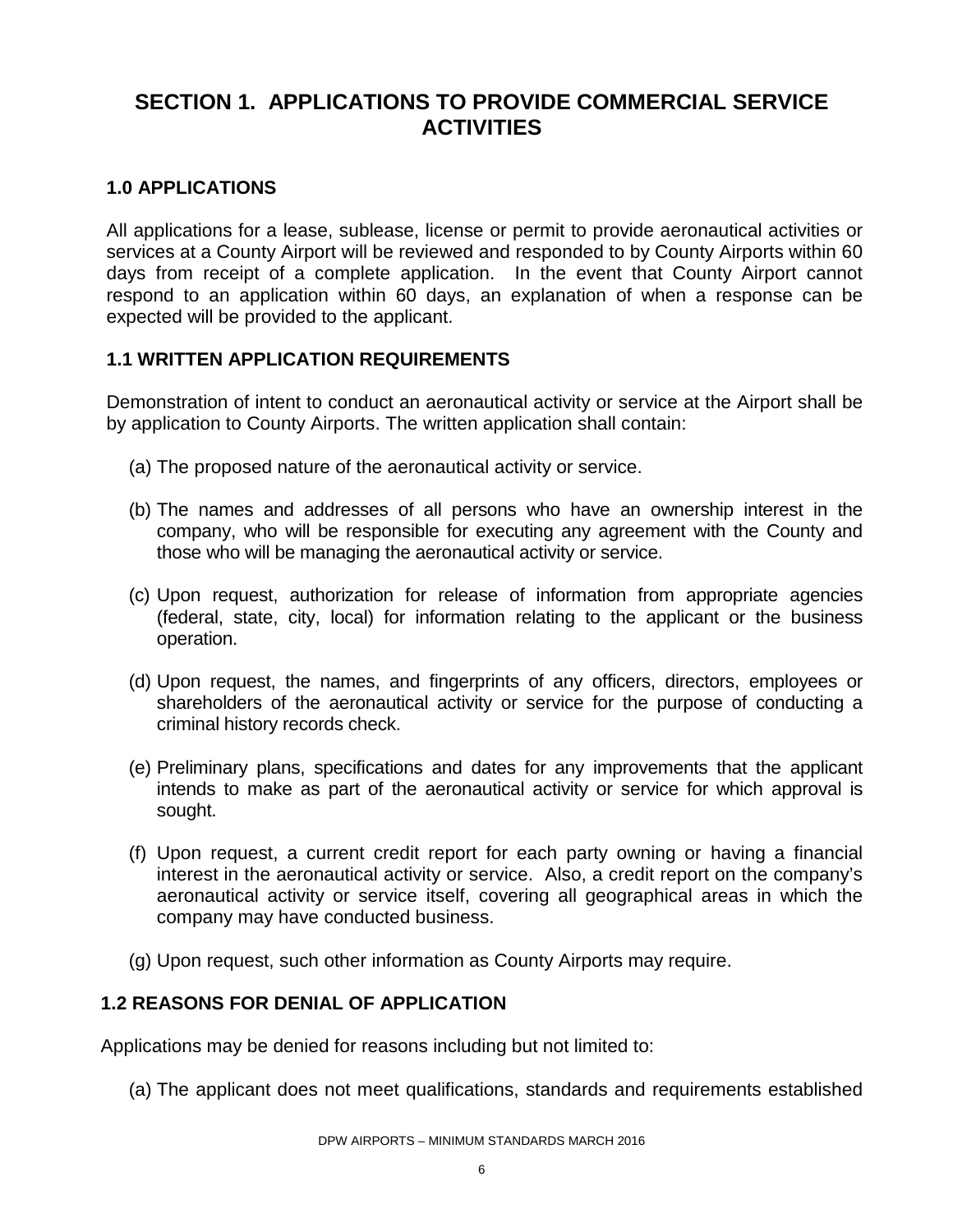# SECTION 1. APPLICATIONS TO PROVIDE COMMERCIAL SERVICE ACTIVITIES

## 1.0 APPLICATIONS

All applications for a lease, sublease, license or permit to provide aeronautical activities or services at a County Airport will be reviewed and responded to by County Airports within 60 days from receipt of a complete application. In the event that County Airport cannot respond to an application within 60 days, an explanation of when a response can be expected will be provided to the applicant.

## 1.1 WRITTEN APPLICATION REQUIREMENTS

Demonstration of intent to conduct an aeronautical activity or service at the Airport shall be by application to County Airports. The written application shall contain:

(a) The proposed nature of the aeronautical activity or service.

(b) The names and addresses of all persons who have an ownership interest in the company, who will be responsible for executing any agreement with the County and those who will be managing the aeronautical activity or service.

(c) Upon request, authorization for release of information from appropriate agencies (federal, state, city, local) for information relating to the applicant or the business operation.

(d) Upon request, the names, and fingerprints of any officers, directors, employees or shareholders of the aeronautical activity or service for the purpose of conducting a criminal history records check.

(e) Preliminary plans, specifications and dates for any improvements that the applicant intends to make as part of the aeronautical activity or service for which approval is sought.

(f) Upon request, a current credit report for each party owning or having a financial interest in the aeronautical activity or service. Also, a credit report on the company's aeronautical activity or service itself, covering all geographical areas in which the company may have conducted business.

(g) Upon request, such other information as County Airports may require.

## 1.2 REASONS FOR DENIAL OF APPLICATION

Applications may be denied for reasons including but not limited to:

(a) The applicant does not meet qualifications, standards and requirements established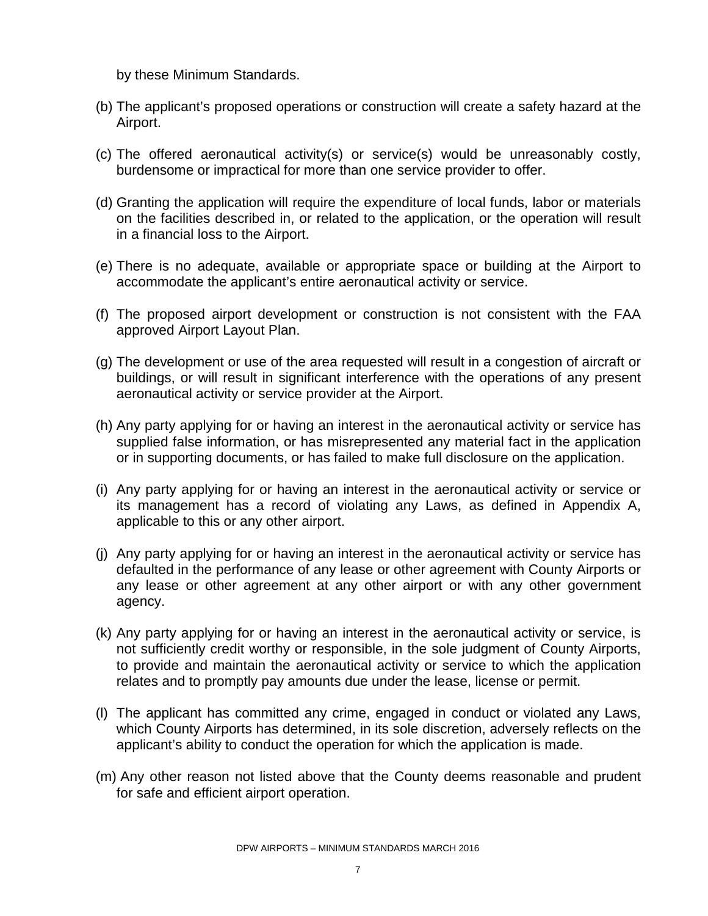by these Minimum Standards.

(b) The applicant's proposed operations or construction will create a safety hazard at the Airport.

(c) The offered aeronautical activity(s) or service(s) would be unreasonably costly, burdensome or impractical for more than one service provider to offer.

(d) Granting the application will require the expenditure of local funds, labor or materials on the facilities described in, or related to the application, or the operation will result in a financial loss to the Airport.

(e) There is no adequate, available or appropriate space or building at the Airport to accommodate the applicant's entire aeronautical activity or service.

(f) The proposed airport development or construction is not consistent with the FAA approved Airport Layout Plan.

(g) The development or use of the area requested will result in a congestion of aircraft or buildings, or will result in significant interference with the operations of any present aeronautical activity or service provider at the Airport.

(h) Any party applying for or having an interest in the aeronautical activity or service has supplied false information, or has misrepresented any material fact in the application or in supporting documents, or has failed to make full disclosure on the application.

(i) Any party applying for or having an interest in the aeronautical activity or service or its management has a record of violating any Laws, as defined in Appendix A, applicable to this or any other airport.

(j) Any party applying for or having an interest in the aeronautical activity or service has defaulted in the performance of any lease or other agreement with County Airports or any lease or other agreement at any other airport or with any other government agency.

(k) Any party applying for or having an interest in the aeronautical activity or service, is not sufficiently credit worthy or responsible, in the sole judgment of County Airports, to provide and maintain the aeronautical activity or service to which the application relates and to promptly pay amounts due under the lease, license or permit.

(l) The applicant has committed any crime, engaged in conduct or violated any Laws, which County Airports has determined, in its sole discretion, adversely reflects on the applicant's ability to conduct the operation for which the application is made.

(m) Any other reason not listed above that the County deems reasonable and prudent for safe and efficient airport operation.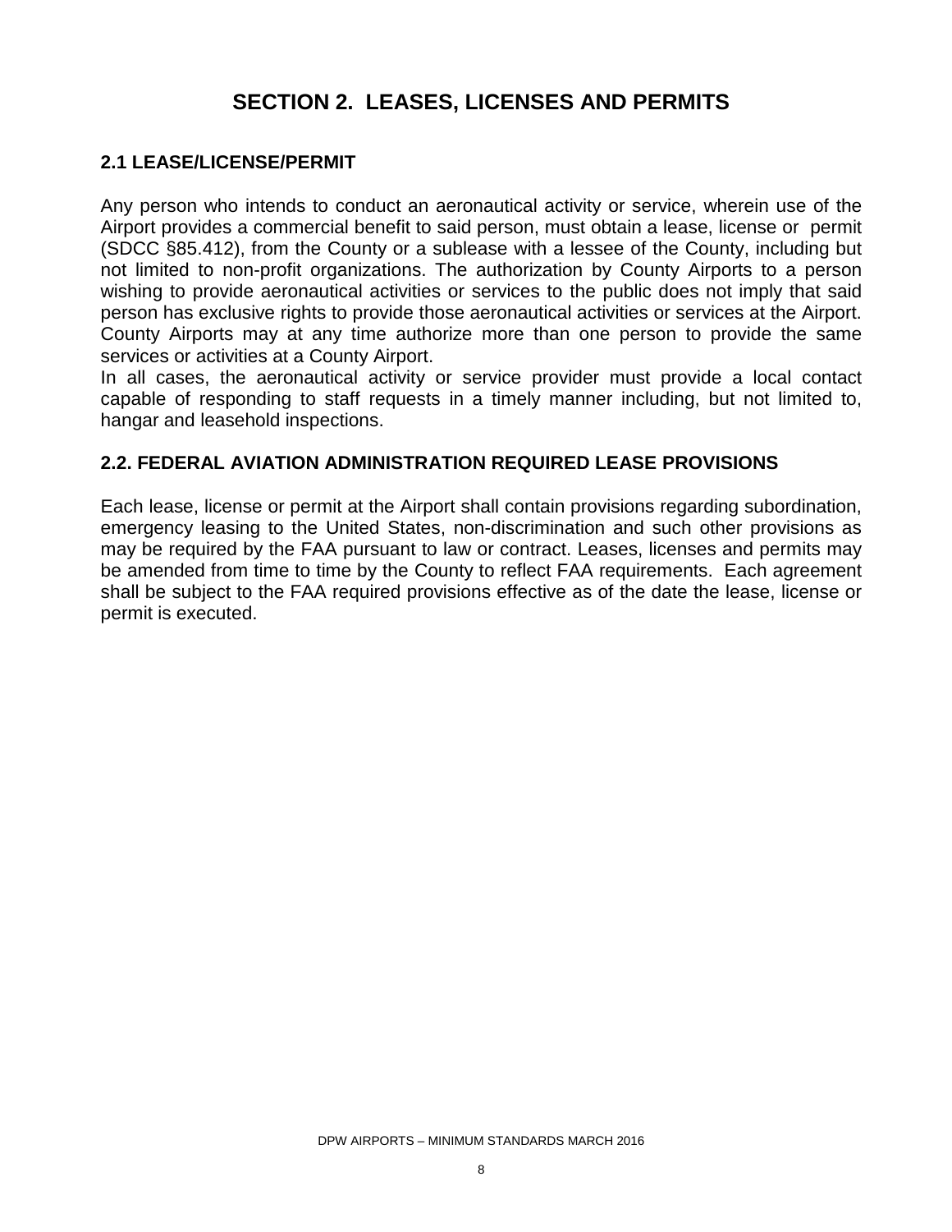# SECTION 2. LEASES, LICENSES AND PERMITS

## 2.1 LEASE/LICENSE/PERMIT

Any person who intends to conduct an aeronautical activity or service, wherein use of the Airport provides a commercial benefit to said person, must obtain a lease, license or permit (SDCC §85.412), from the County or a sublease with a lessee of the County, including but not limited to non-profit organizations. The authorization by County Airports to a person wishing to provide aeronautical activities or services to the public does not imply that said person has exclusive rights to provide those aeronautical activities or services at the Airport. County Airports may at any time authorize more than one person to provide the same services or activities at a County Airport.

In all cases, the aeronautical activity or service provider must provide a local contact capable of responding to staff requests in a timely manner including, but not limited to, hangar and leasehold inspections.

## 2.2. FEDERAL AVIATION ADMINISTRATION REQUIRED LEASE PROVISIONS

Each lease, license or permit at the Airport shall contain provisions regarding subordination, emergency leasing to the United States, non-discrimination and such other provisions as may be required by the FAA pursuant to law or contract. Leases, licenses and permits may be amended from time to time by the County to reflect FAA requirements. Each agreement shall be subject to the FAA required provisions effective as of the date the lease, license or permit is executed.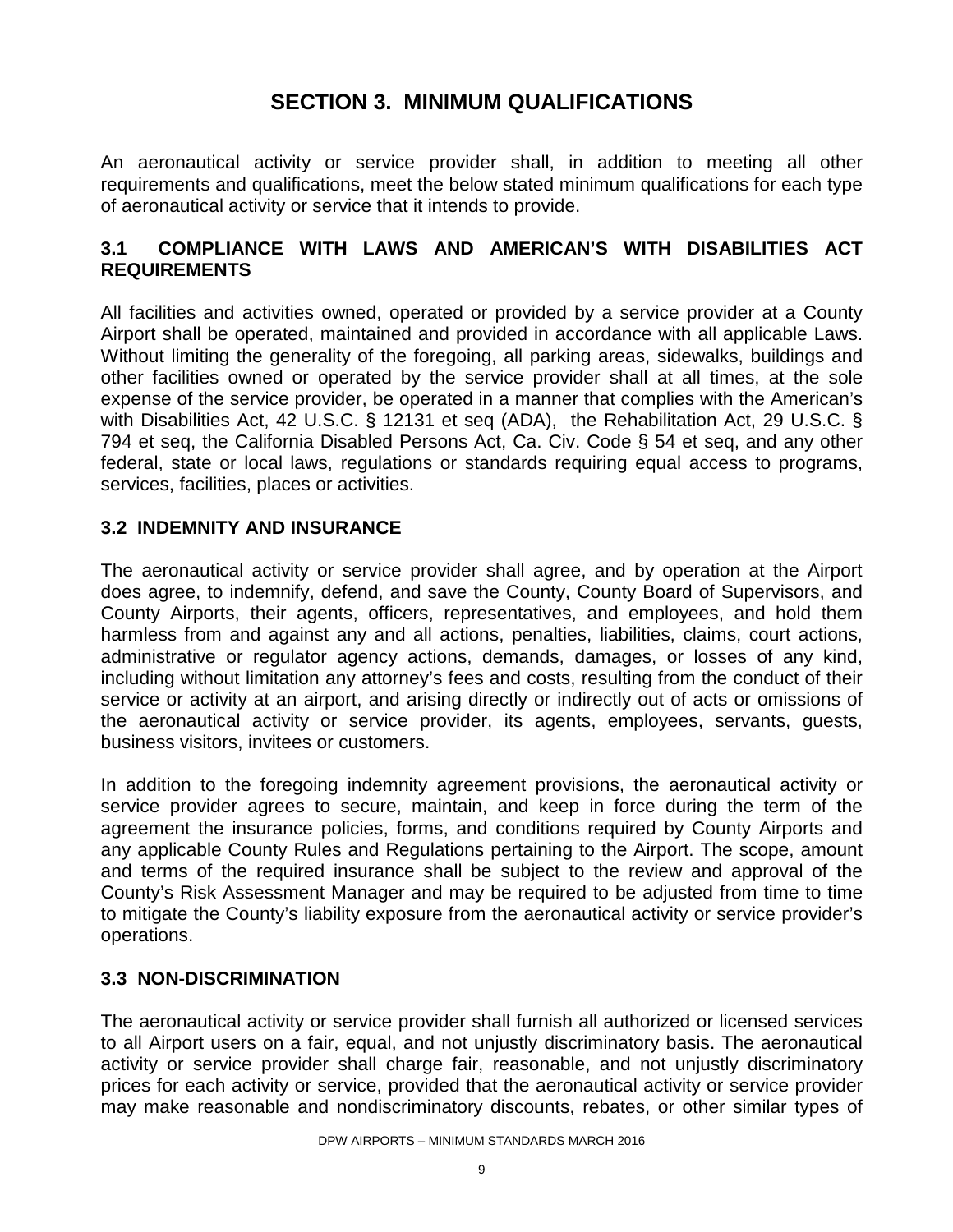# SECTION 3. MINIMUM QUALIFICATIONS

An aeronautical activity or service provider shall, in addition to meeting all other requirements and qualifications, meet the below stated minimum qualifications for each type of aeronautical activity or service that it intends to provide.

## 3.1 COMPLIANCE WITH LAWS AND AMERICAN'S WITH DISABILITIES ACT REQUIREMENTS

All facilities and activities owned, operated or provided by a service provider at a County Airport shall be operated, maintained and provided in accordance with all applicable Laws. Without limiting the generality of the foregoing, all parking areas, sidewalks, buildings and other facilities owned or operated by the service provider shall at all times, at the sole expense of the service provider, be operated in a manner that complies with the American's with Disabilities Act, 42 U.S.C. § 12131 et seq (ADA), the Rehabilitation Act, 29 U.S.C. § 794 et seq, the California Disabled Persons Act, Ca. Civ. Code § 54 et seq, and any other federal, state or local laws, regulations or standards requiring equal access to programs, services, facilities, places or activities.

## 3.2 INDEMNITY AND INSURANCE

The aeronautical activity or service provider shall agree, and by operation at the Airport does agree, to indemnify, defend, and save the County, County Board of Supervisors, and County Airports, their agents, officers, representatives, and employees, and hold them harmless from and against any and all actions, penalties, liabilities, claims, court actions, administrative or regulator agency actions, demands, damages, or losses of any kind, including without limitation any attorney's fees and costs, resulting from the conduct of their service or activity at an airport, and arising directly or indirectly out of acts or omissions of the aeronautical activity or service provider, its agents, employees, servants, guests, business visitors, invitees or customers.

In addition to the foregoing indemnity agreement provisions, the aeronautical activity or service provider agrees to secure, maintain, and keep in force during the term of the agreement the insurance policies, forms, and conditions required by County Airports and any applicable County Rules and Regulations pertaining to the Airport. The scope, amount and terms of the required insurance shall be subject to the review and approval of the County's Risk Assessment Manager and may be required to be adjusted from time to time to mitigate the County's liability exposure from the aeronautical activity or service provider's operations.

## 3.3 NON-DISCRIMINATION

The aeronautical activity or service provider shall furnish all authorized or licensed services to all Airport users on a fair, equal, and not unjustly discriminatory basis. The aeronautical activity or service provider shall charge fair, reasonable, and not unjustly discriminatory prices for each activity or service, provided that the aeronautical activity or service provider may make reasonable and nondiscriminatory discounts, rebates, or other similar types of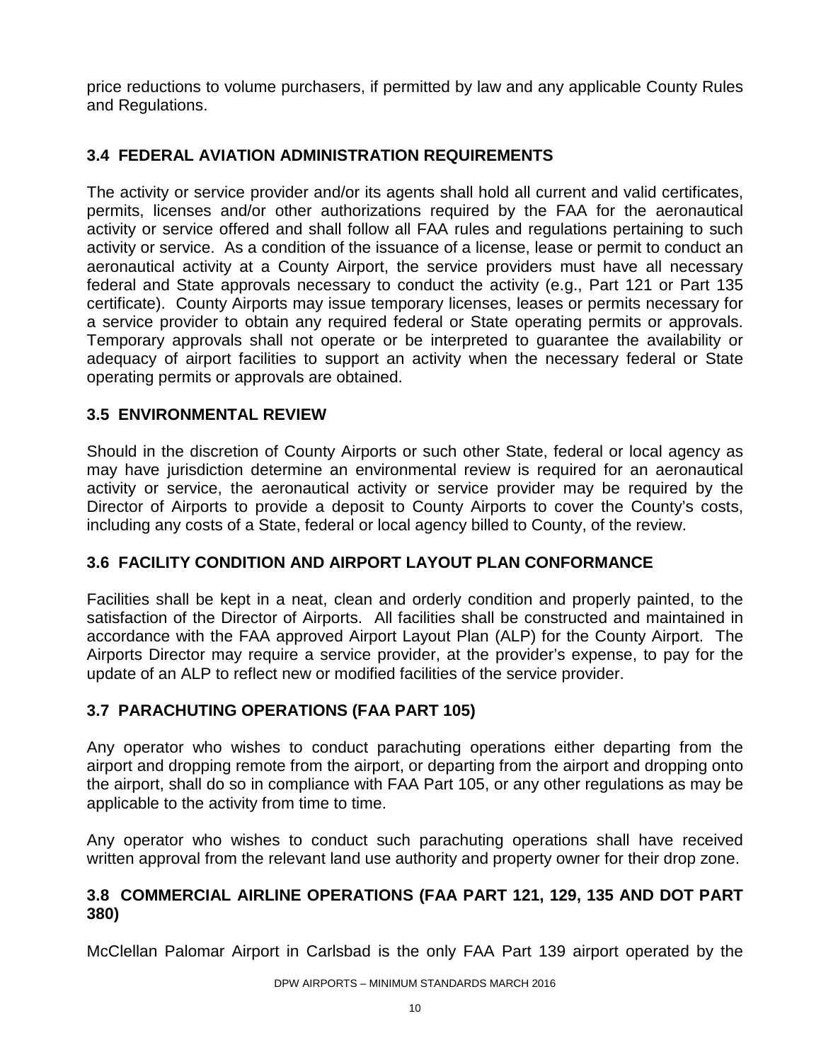price reductions to volume purchasers, if permitted by law and any applicable County Rules and Regulations.

### 3.4 FEDERAL AVIATION ADMINISTRATION REQUIREMENTS

The activity or service provider and/or its agents shall hold all current and valid certificates, permits, licenses and/or other authorizations required by the FAA for the aeronautical activity or service offered and shall follow all FAA rules and regulations pertaining to such activity or service. As a condition of the issuance of a license, lease or permit to conduct an aeronautical activity at a County Airport, the service providers must have all necessary federal and State approvals necessary to conduct the activity (e.g., Part 121 or Part 135 certificate). County Airports may issue temporary licenses, leases or permits necessary for a service provider to obtain any required federal or State operating permits or approvals. Temporary approvals shall not operate or be interpreted to guarantee the availability or adequacy of airport facilities to support an activity when the necessary federal or State operating permits or approvals are obtained.

### 3.5 ENVIRONMENTAL REVIEW

Should in the discretion of County Airports or such other State, federal or local agency as may have jurisdiction determine an environmental review is required for an aeronautical activity or service, the aeronautical activity or service provider may be required by the Director of Airports to provide a deposit to County Airports to cover the County's costs, including any costs of a State, federal or local agency billed to County, of the review.

### 3.6 FACILITY CONDITION AND AIRPORT LAYOUT PLAN CONFORMANCE

Facilities shall be kept in a neat, clean and orderly condition and properly painted, to the satisfaction of the Director of Airports. All facilities shall be constructed and maintained in accordance with the FAA approved Airport Layout Plan (ALP) for the County Airport. The Airports Director may require a service provider, at the provider's expense, to pay for the update of an ALP to reflect new or modified facilities of the service provider.

### 3.7 PARACHUTING OPERATIONS (FAA PART 105)

Any operator who wishes to conduct parachuting operations either departing from the airport and dropping remote from the airport, or departing from the airport and dropping onto the airport, shall do so in compliance with FAA Part 105, or any other regulations as may be applicable to the activity from time to time.

Any operator who wishes to conduct such parachuting operations shall have received written approval from the relevant land use authority and property owner for their drop zone.

### 3.8 COMMERCIAL AIRLINE OPERATIONS (FAA PART 121, 129, 135 AND DOT PART 380)

McClellan Palomar Airport in Carlsbad is the only FAA Part 139 airport operated by the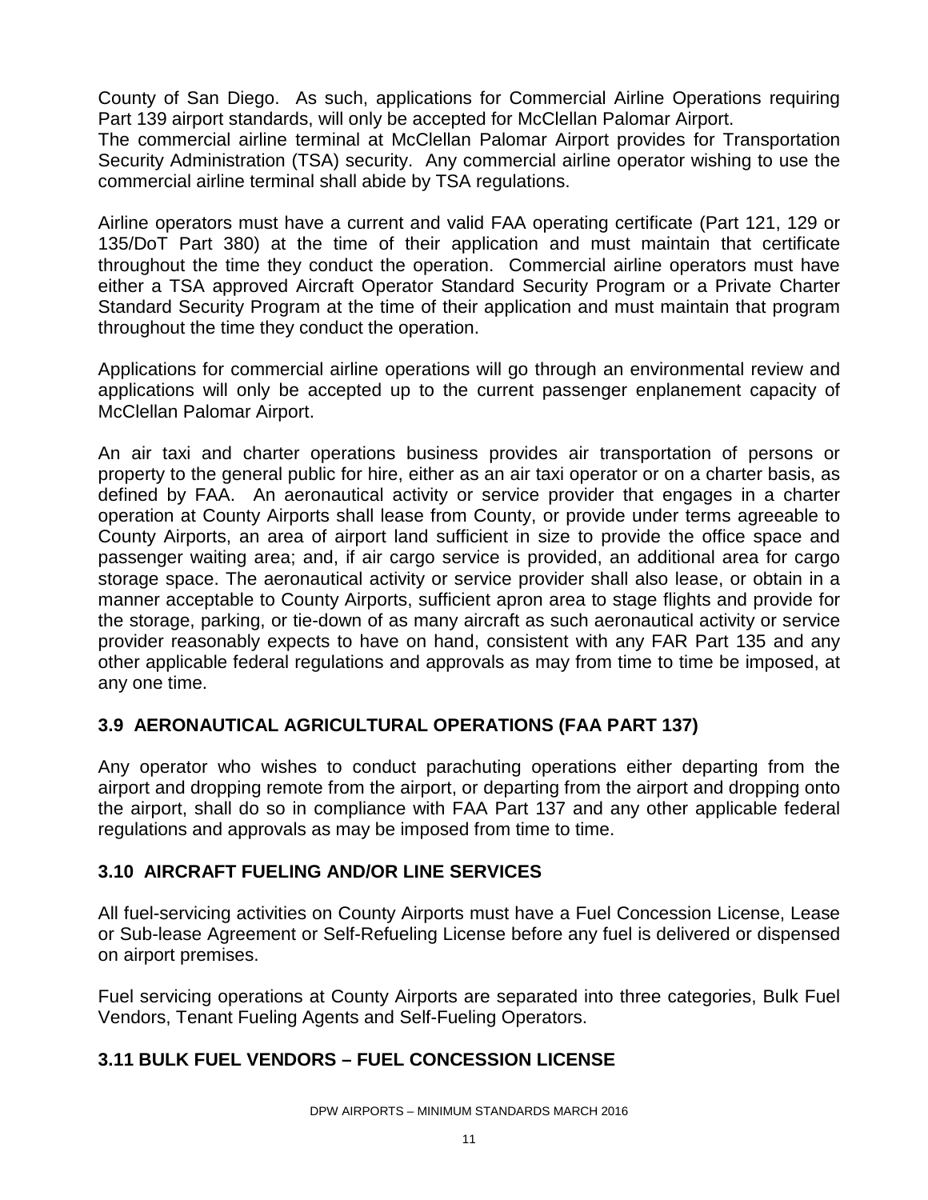County of San Diego. As such, applications for Commercial Airline Operations requiring Part 139 airport standards, will only be accepted for McClellan Palomar Airport.
The commercial airline terminal at McClellan Palomar Airport provides for Transportation Security Administration (TSA) security. Any commercial airline operator wishing to use the commercial airline terminal shall abide by TSA regulations.

Airline operators must have a current and valid FAA operating certificate (Part 121, 129 or 135/DoT Part 380) at the time of their application and must maintain that certificate throughout the time they conduct the operation. Commercial airline operators must have either a TSA approved Aircraft Operator Standard Security Program or a Private Charter Standard Security Program at the time of their application and must maintain that program throughout the time they conduct the operation.

Applications for commercial airline operations will go through an environmental review and applications will only be accepted up to the current passenger enplanement capacity of McClellan Palomar Airport.

An air taxi and charter operations business provides air transportation of persons or property to the general public for hire, either as an air taxi operator or on a charter basis, as defined by FAA. An aeronautical activity or service provider that engages in a charter operation at County Airports shall lease from County, or provide under terms agreeable to County Airports, an area of airport land sufficient in size to provide the office space and passenger waiting area; and, if air cargo service is provided, an additional area for cargo storage space. The aeronautical activity or service provider shall also lease, or obtain in a manner acceptable to County Airports, sufficient apron area to stage flights and provide for the storage, parking, or tie-down of as many aircraft as such aeronautical activity or service provider reasonably expects to have on hand, consistent with any FAR Part 135 and any other applicable federal regulations and approvals as may from time to time be imposed, at any one time.

## 3.9 AERONAUTICAL AGRICULTURAL OPERATIONS (FAA PART 137)

Any operator who wishes to conduct parachuting operations either departing from the airport and dropping remote from the airport, or departing from the airport and dropping onto the airport, shall do so in compliance with FAA Part 137 and any other applicable federal regulations and approvals as may be imposed from time to time.

## 3.10 AIRCRAFT FUELING AND/OR LINE SERVICES

All fuel-servicing activities on County Airports must have a Fuel Concession License, Lease or Sub-lease Agreement or Self-Refueling License before any fuel is delivered or dispensed on airport premises.

Fuel servicing operations at County Airports are separated into three categories, Bulk Fuel Vendors, Tenant Fueling Agents and Self-Fueling Operators.

## 3.11 BULK FUEL VENDORS – FUEL CONCESSION LICENSE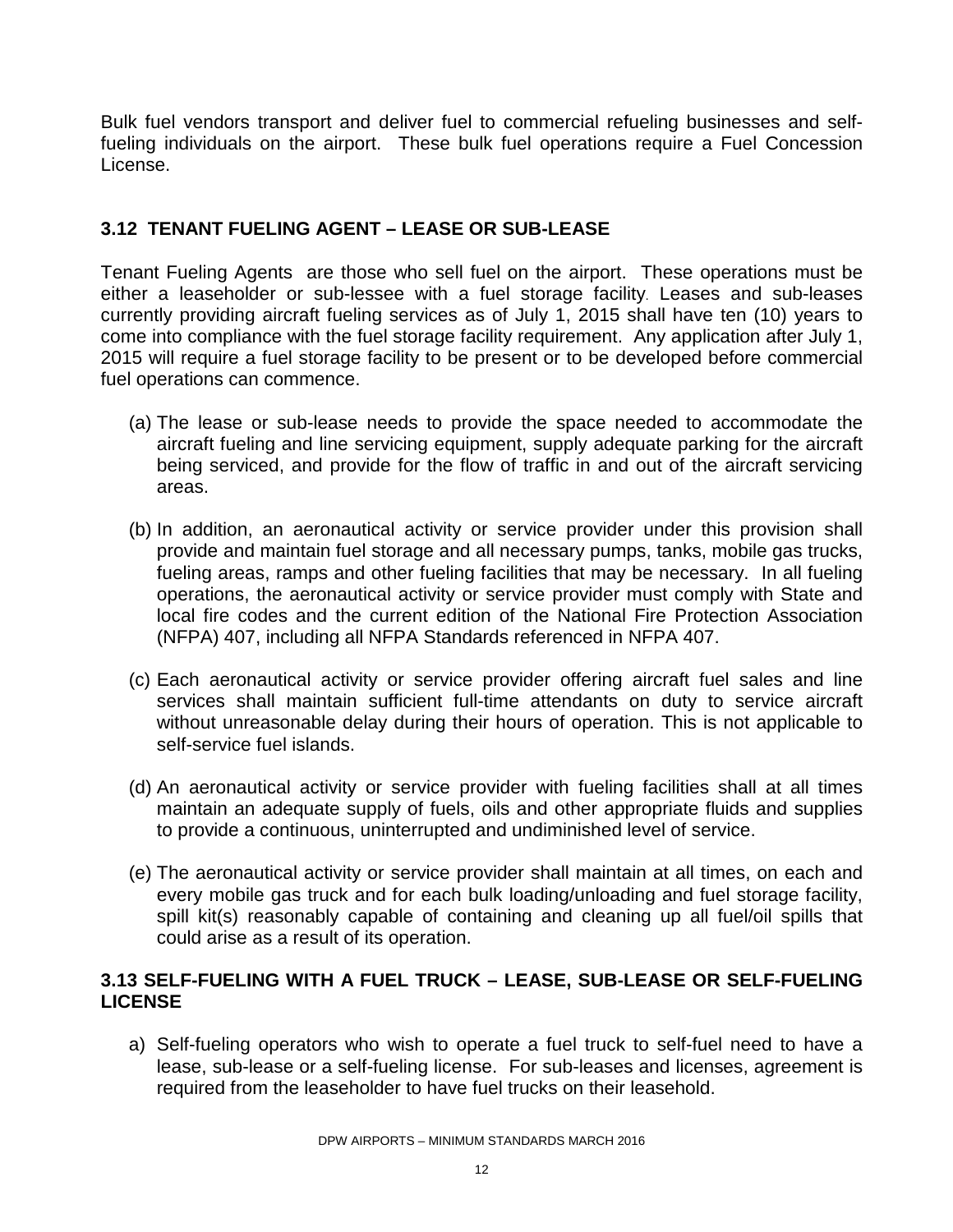Bulk fuel vendors transport and deliver fuel to commercial refueling businesses and self-fueling individuals on the airport. These bulk fuel operations require a Fuel Concession License.

### 3.12 TENANT FUELING AGENT – LEASE OR SUB-LEASE

Tenant Fueling Agents are those who sell fuel on the airport. These operations must be either a leaseholder or sub-lessee with a fuel storage facility. Leases and sub-leases currently providing aircraft fueling services as of July 1, 2015 shall have ten (10) years to come into compliance with the fuel storage facility requirement. Any application after July 1, 2015 will require a fuel storage facility to be present or to be developed before commercial fuel operations can commence.

(a) The lease or sub-lease needs to provide the space needed to accommodate the aircraft fueling and line servicing equipment, supply adequate parking for the aircraft being serviced, and provide for the flow of traffic in and out of the aircraft servicing areas.

(b) In addition, an aeronautical activity or service provider under this provision shall provide and maintain fuel storage and all necessary pumps, tanks, mobile gas trucks, fueling areas, ramps and other fueling facilities that may be necessary. In all fueling operations, the aeronautical activity or service provider must comply with State and local fire codes and the current edition of the National Fire Protection Association (NFPA) 407, including all NFPA Standards referenced in NFPA 407.

(c) Each aeronautical activity or service provider offering aircraft fuel sales and line services shall maintain sufficient full-time attendants on duty to service aircraft without unreasonable delay during their hours of operation. This is not applicable to self-service fuel islands.

(d) An aeronautical activity or service provider with fueling facilities shall at all times maintain an adequate supply of fuels, oils and other appropriate fluids and supplies to provide a continuous, uninterrupted and undiminished level of service.

(e) The aeronautical activity or service provider shall maintain at all times, on each and every mobile gas truck and for each bulk loading/unloading and fuel storage facility, spill kit(s) reasonably capable of containing and cleaning up all fuel/oil spills that could arise as a result of its operation.

### 3.13 SELF-FUELING WITH A FUEL TRUCK – LEASE, SUB-LEASE OR SELF-FUELING LICENSE

a) Self-fueling operators who wish to operate a fuel truck to self-fuel need to have a lease, sub-lease or a self-fueling license. For sub-leases and licenses, agreement is required from the leaseholder to have fuel trucks on their leasehold.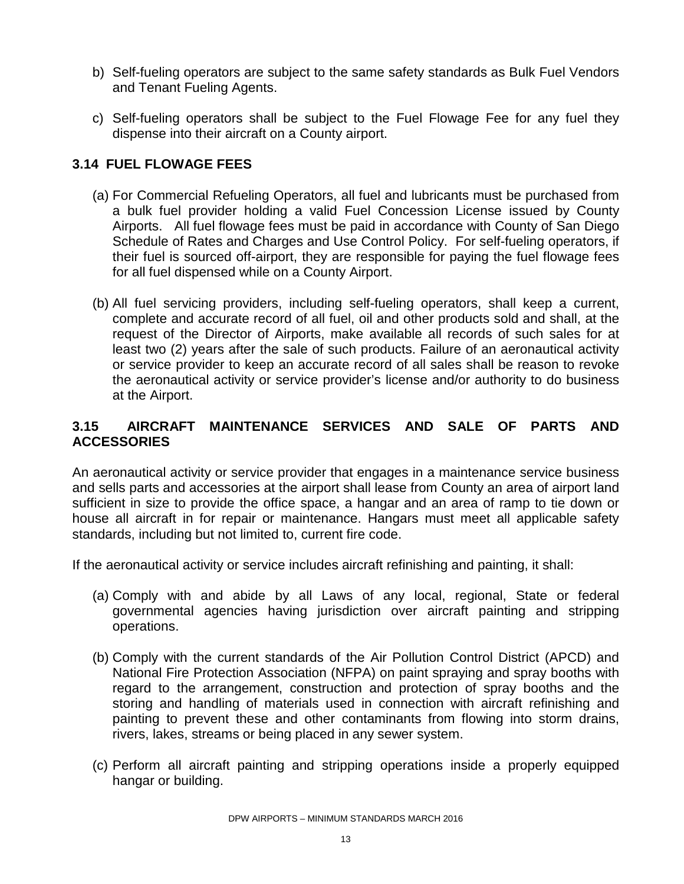b) Self-fueling operators are subject to the same safety standards as Bulk Fuel Vendors and Tenant Fueling Agents.

c) Self-fueling operators shall be subject to the Fuel Flowage Fee for any fuel they dispense into their aircraft on a County airport.

### 3.14 FUEL FLOWAGE FEES

(a) For Commercial Refueling Operators, all fuel and lubricants must be purchased from a bulk fuel provider holding a valid Fuel Concession License issued by County Airports. All fuel flowage fees must be paid in accordance with County of San Diego Schedule of Rates and Charges and Use Control Policy. For self-fueling operators, if their fuel is sourced off-airport, they are responsible for paying the fuel flowage fees for all fuel dispensed while on a County Airport.

(b) All fuel servicing providers, including self-fueling operators, shall keep a current, complete and accurate record of all fuel, oil and other products sold and shall, at the request of the Director of Airports, make available all records of such sales for at least two (2) years after the sale of such products. Failure of an aeronautical activity or service provider to keep an accurate record of all sales shall be reason to revoke the aeronautical activity or service provider's license and/or authority to do business at the Airport.

### 3.15 AIRCRAFT MAINTENANCE SERVICES AND SALE OF PARTS AND ACCESSORIES

An aeronautical activity or service provider that engages in a maintenance service business and sells parts and accessories at the airport shall lease from County an area of airport land sufficient in size to provide the office space, a hangar and an area of ramp to tie down or house all aircraft in for repair or maintenance. Hangars must meet all applicable safety standards, including but not limited to, current fire code.

If the aeronautical activity or service includes aircraft refinishing and painting, it shall:

(a) Comply with and abide by all Laws of any local, regional, State or federal governmental agencies having jurisdiction over aircraft painting and stripping operations.

(b) Comply with the current standards of the Air Pollution Control District (APCD) and National Fire Protection Association (NFPA) on paint spraying and spray booths with regard to the arrangement, construction and protection of spray booths and the storing and handling of materials used in connection with aircraft refinishing and painting to prevent these and other contaminants from flowing into storm drains, rivers, lakes, streams or being placed in any sewer system.

(c) Perform all aircraft painting and stripping operations inside a properly equipped hangar or building.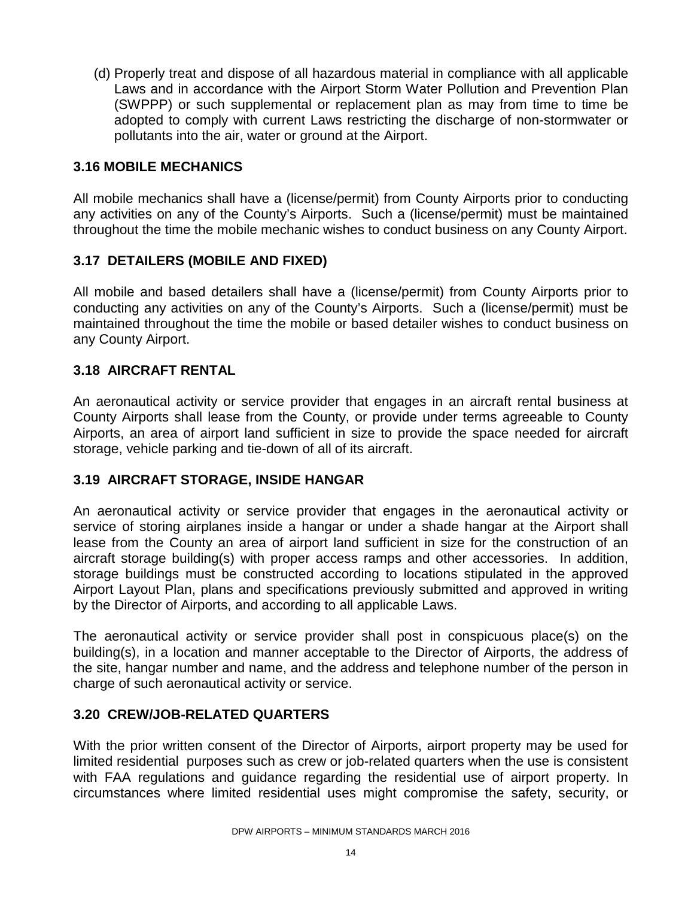(d) Properly treat and dispose of all hazardous material in compliance with all applicable Laws and in accordance with the Airport Storm Water Pollution and Prevention Plan (SWPPP) or such supplemental or replacement plan as may from time to time be adopted to comply with current Laws restricting the discharge of non-stormwater or pollutants into the air, water or ground at the Airport.

### 3.16 MOBILE MECHANICS

All mobile mechanics shall have a (license/permit) from County Airports prior to conducting any activities on any of the County's Airports. Such a (license/permit) must be maintained throughout the time the mobile mechanic wishes to conduct business on any County Airport.

### 3.17 DETAILERS (MOBILE AND FIXED)

All mobile and based detailers shall have a (license/permit) from County Airports prior to conducting any activities on any of the County's Airports. Such a (license/permit) must be maintained throughout the time the mobile or based detailer wishes to conduct business on any County Airport.

### 3.18 AIRCRAFT RENTAL

An aeronautical activity or service provider that engages in an aircraft rental business at County Airports shall lease from the County, or provide under terms agreeable to County Airports, an area of airport land sufficient in size to provide the space needed for aircraft storage, vehicle parking and tie-down of all of its aircraft.

### 3.19 AIRCRAFT STORAGE, INSIDE HANGAR

An aeronautical activity or service provider that engages in the aeronautical activity or service of storing airplanes inside a hangar or under a shade hangar at the Airport shall lease from the County an area of airport land sufficient in size for the construction of an aircraft storage building(s) with proper access ramps and other accessories. In addition, storage buildings must be constructed according to locations stipulated in the approved Airport Layout Plan, plans and specifications previously submitted and approved in writing by the Director of Airports, and according to all applicable Laws.

The aeronautical activity or service provider shall post in conspicuous place(s) on the building(s), in a location and manner acceptable to the Director of Airports, the address of the site, hangar number and name, and the address and telephone number of the person in charge of such aeronautical activity or service.

### 3.20 CREW/JOB-RELATED QUARTERS

With the prior written consent of the Director of Airports, airport property may be used for limited residential purposes such as crew or job-related quarters when the use is consistent with FAA regulations and guidance regarding the residential use of airport property. In circumstances where limited residential uses might compromise the safety, security, or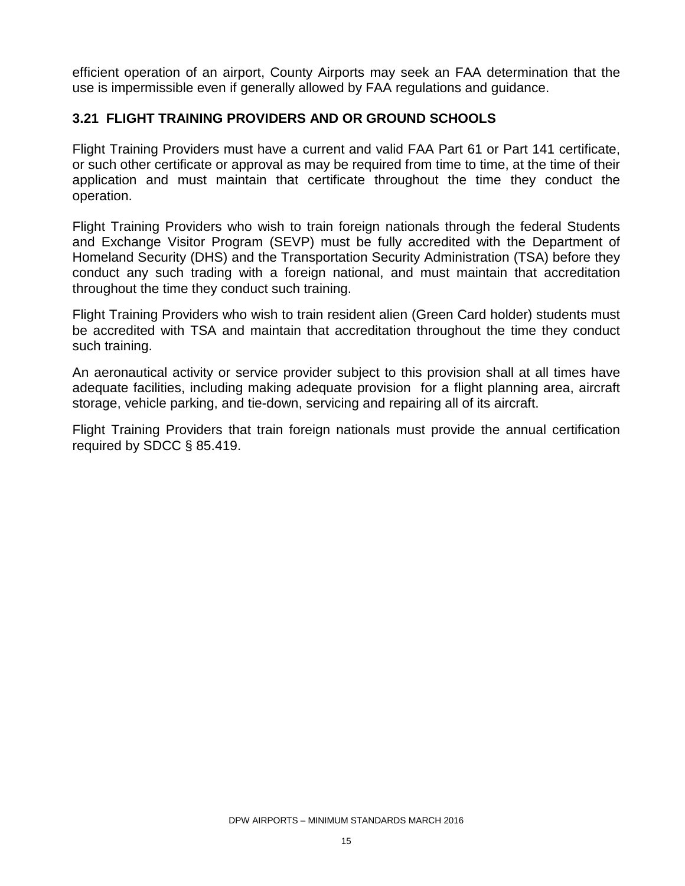efficient operation of an airport, County Airports may seek an FAA determination that the use is impermissible even if generally allowed by FAA regulations and guidance.

### 3.21 FLIGHT TRAINING PROVIDERS AND OR GROUND SCHOOLS

Flight Training Providers must have a current and valid FAA Part 61 or Part 141 certificate, or such other certificate or approval as may be required from time to time, at the time of their application and must maintain that certificate throughout the time they conduct the operation.

Flight Training Providers who wish to train foreign nationals through the federal Students and Exchange Visitor Program (SEVP) must be fully accredited with the Department of Homeland Security (DHS) and the Transportation Security Administration (TSA) before they conduct any such trading with a foreign national, and must maintain that accreditation throughout the time they conduct such training.

Flight Training Providers who wish to train resident alien (Green Card holder) students must be accredited with TSA and maintain that accreditation throughout the time they conduct such training.

An aeronautical activity or service provider subject to this provision shall at all times have adequate facilities, including making adequate provision for a flight planning area, aircraft storage, vehicle parking, and tie-down, servicing and repairing all of its aircraft.

Flight Training Providers that train foreign nationals must provide the annual certification required by SDCC § 85.419.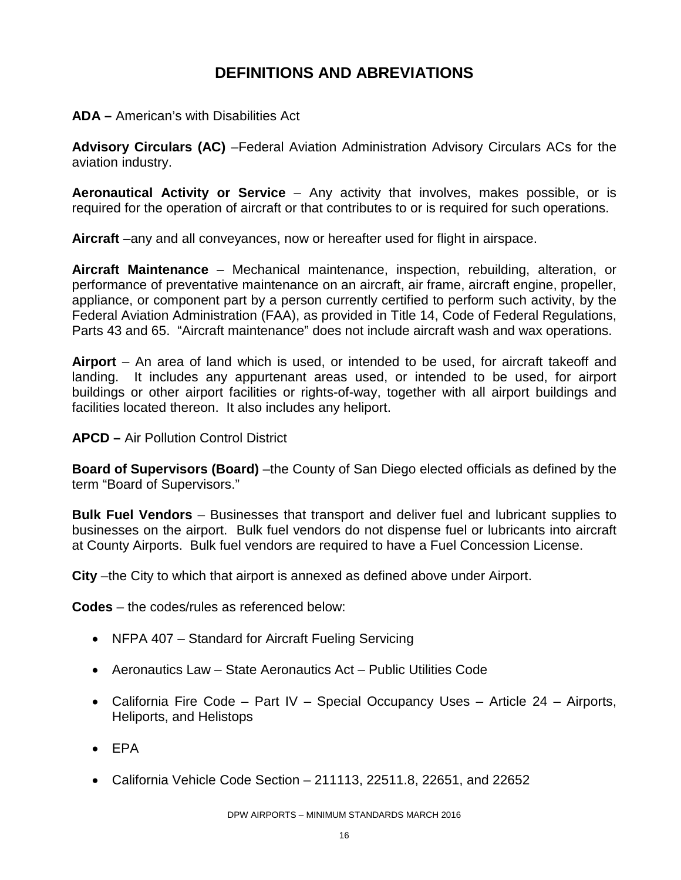# DEFINITIONS AND ABREVIATIONS

**ADA –** American's with Disabilities Act

**Advisory Circulars (AC)** –Federal Aviation Administration Advisory Circulars ACs for the aviation industry.

**Aeronautical Activity or Service** – Any activity that involves, makes possible, or is required for the operation of aircraft or that contributes to or is required for such operations.

**Aircraft** –any and all conveyances, now or hereafter used for flight in airspace.

**Aircraft Maintenance** – Mechanical maintenance, inspection, rebuilding, alteration, or performance of preventative maintenance on an aircraft, air frame, aircraft engine, propeller, appliance, or component part by a person currently certified to perform such activity, by the Federal Aviation Administration (FAA), as provided in Title 14, Code of Federal Regulations, Parts 43 and 65. "Aircraft maintenance" does not include aircraft wash and wax operations.

**Airport** – An area of land which is used, or intended to be used, for aircraft takeoff and landing. It includes any appurtenant areas used, or intended to be used, for airport buildings or other airport facilities or rights-of-way, together with all airport buildings and facilities located thereon. It also includes any heliport.

**APCD –** Air Pollution Control District

**Board of Supervisors (Board)** –the County of San Diego elected officials as defined by the term "Board of Supervisors."

**Bulk Fuel Vendors** – Businesses that transport and deliver fuel and lubricant supplies to businesses on the airport. Bulk fuel vendors do not dispense fuel or lubricants into aircraft at County Airports. Bulk fuel vendors are required to have a Fuel Concession License.

**City** –the City to which that airport is annexed as defined above under Airport.

**Codes** – the codes/rules as referenced below:

- NFPA 407 – Standard for Aircraft Fueling Servicing
- Aeronautics Law – State Aeronautics Act – Public Utilities Code
- California Fire Code – Part IV – Special Occupancy Uses – Article 24 – Airports, Heliports, and Helistops
- EPA
- California Vehicle Code Section – 211113, 22511.8, 22651, and 22652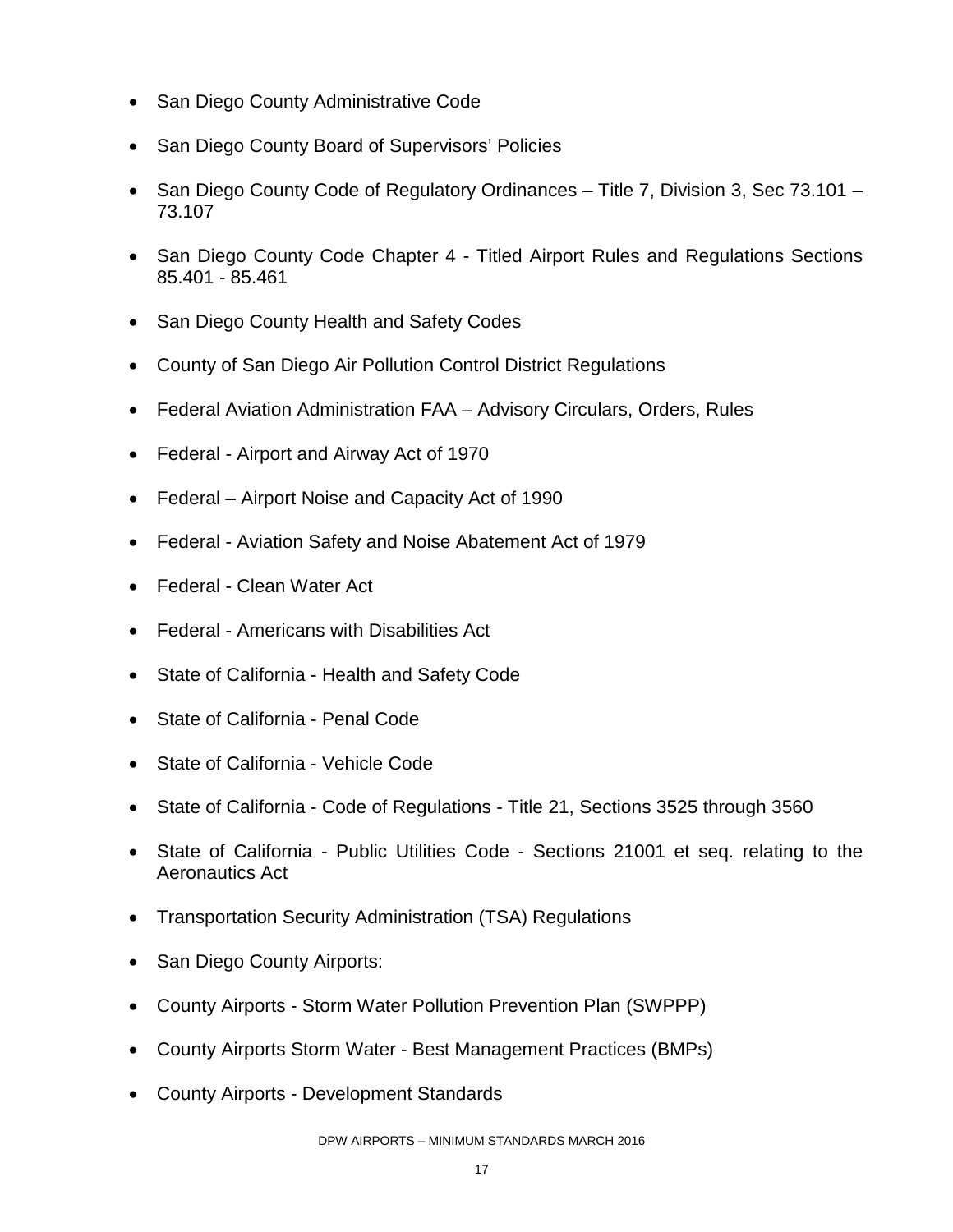- San Diego County Administrative Code
- San Diego County Board of Supervisors' Policies
- San Diego County Code of Regulatory Ordinances – Title 7, Division 3, Sec 73.101 – 73.107
- San Diego County Code Chapter 4 - Titled Airport Rules and Regulations Sections 85.401 - 85.461
- San Diego County Health and Safety Codes
- County of San Diego Air Pollution Control District Regulations
- Federal Aviation Administration FAA – Advisory Circulars, Orders, Rules
- Federal - Airport and Airway Act of 1970
- Federal – Airport Noise and Capacity Act of 1990
- Federal - Aviation Safety and Noise Abatement Act of 1979
- Federal - Clean Water Act
- Federal - Americans with Disabilities Act
- State of California - Health and Safety Code
- State of California - Penal Code
- State of California - Vehicle Code
- State of California - Code of Regulations - Title 21, Sections 3525 through 3560
- State of California - Public Utilities Code - Sections 21001 et seq. relating to the Aeronautics Act
- Transportation Security Administration (TSA) Regulations
- San Diego County Airports:
- County Airports - Storm Water Pollution Prevention Plan (SWPPP)
- County Airports Storm Water - Best Management Practices (BMPs)
- County Airports - Development Standards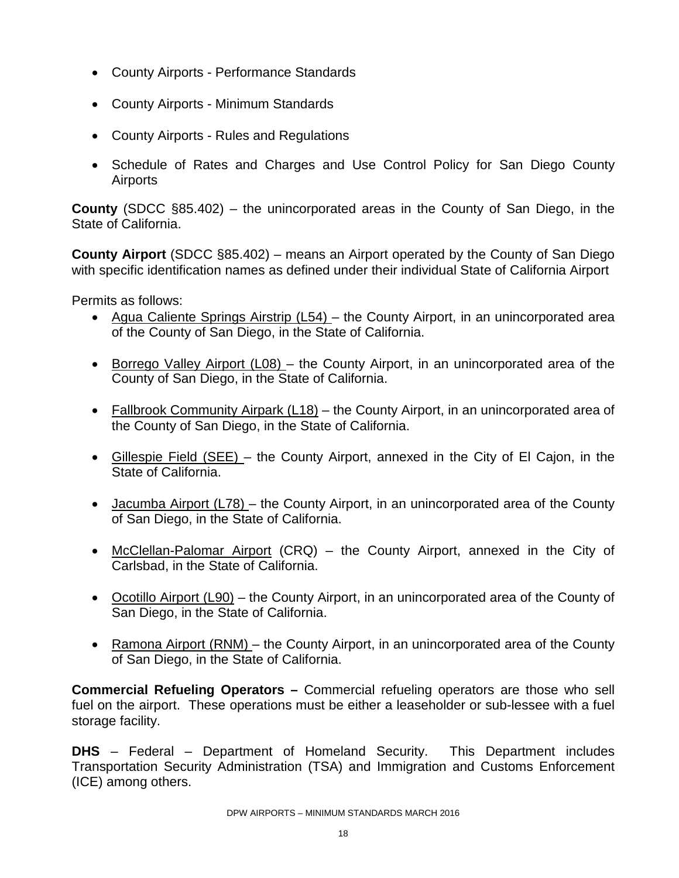- County Airports - Performance Standards
- County Airports - Minimum Standards
- County Airports - Rules and Regulations
- Schedule of Rates and Charges and Use Control Policy for San Diego County Airports

**County** (SDCC §85.402) – the unincorporated areas in the County of San Diego, in the State of California.

**County Airport** (SDCC §85.402) – means an Airport operated by the County of San Diego with specific identification names as defined under their individual State of California Airport

Permits as follows:

- Agua Caliente Springs Airstrip (L54) – the County Airport, in an unincorporated area of the County of San Diego, in the State of California.
- Borrego Valley Airport (L08) – the County Airport, in an unincorporated area of the County of San Diego, in the State of California.
- Fallbrook Community Airpark (L18) – the County Airport, in an unincorporated area of the County of San Diego, in the State of California.
- Gillespie Field (SEE) – the County Airport, annexed in the City of El Cajon, in the State of California.
- Jacumba Airport (L78) – the County Airport, in an unincorporated area of the County of San Diego, in the State of California.
- McClellan-Palomar Airport (CRQ) – the County Airport, annexed in the City of Carlsbad, in the State of California.
- Ocotillo Airport (L90) – the County Airport, in an unincorporated area of the County of San Diego, in the State of California.
- Ramona Airport (RNM) – the County Airport, in an unincorporated area of the County of San Diego, in the State of California.

**Commercial Refueling Operators –** Commercial refueling operators are those who sell fuel on the airport. These operations must be either a leaseholder or sub-lessee with a fuel storage facility.

**DHS** – Federal – Department of Homeland Security. This Department includes Transportation Security Administration (TSA) and Immigration and Customs Enforcement (ICE) among others.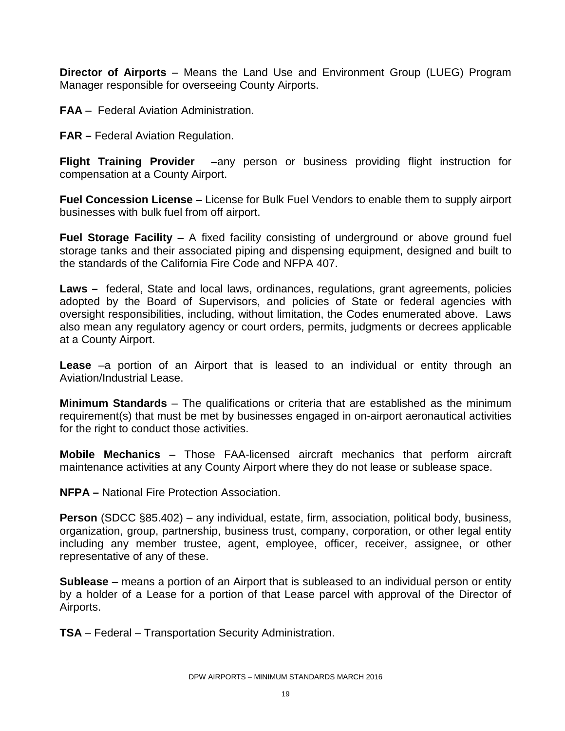**Director of Airports** – Means the Land Use and Environment Group (LUEG) Program Manager responsible for overseeing County Airports.

**FAA** – Federal Aviation Administration.

**FAR –** Federal Aviation Regulation.

**Flight Training Provider** –any person or business providing flight instruction for compensation at a County Airport.

**Fuel Concession License** – License for Bulk Fuel Vendors to enable them to supply airport businesses with bulk fuel from off airport.

**Fuel Storage Facility** – A fixed facility consisting of underground or above ground fuel storage tanks and their associated piping and dispensing equipment, designed and built to the standards of the California Fire Code and NFPA 407.

**Laws –** federal, State and local laws, ordinances, regulations, grant agreements, policies adopted by the Board of Supervisors, and policies of State or federal agencies with oversight responsibilities, including, without limitation, the Codes enumerated above. Laws also mean any regulatory agency or court orders, permits, judgments or decrees applicable at a County Airport.

**Lease** –a portion of an Airport that is leased to an individual or entity through an Aviation/Industrial Lease.

**Minimum Standards** – The qualifications or criteria that are established as the minimum requirement(s) that must be met by businesses engaged in on-airport aeronautical activities for the right to conduct those activities.

**Mobile Mechanics** – Those FAA-licensed aircraft mechanics that perform aircraft maintenance activities at any County Airport where they do not lease or sublease space.

**NFPA –** National Fire Protection Association.

**Person** (SDCC §85.402) – any individual, estate, firm, association, political body, business, organization, group, partnership, business trust, company, corporation, or other legal entity including any member trustee, agent, employee, officer, receiver, assignee, or other representative of any of these.

**Sublease** – means a portion of an Airport that is subleased to an individual person or entity by a holder of a Lease for a portion of that Lease parcel with approval of the Director of Airports.

**TSA** – Federal – Transportation Security Administration.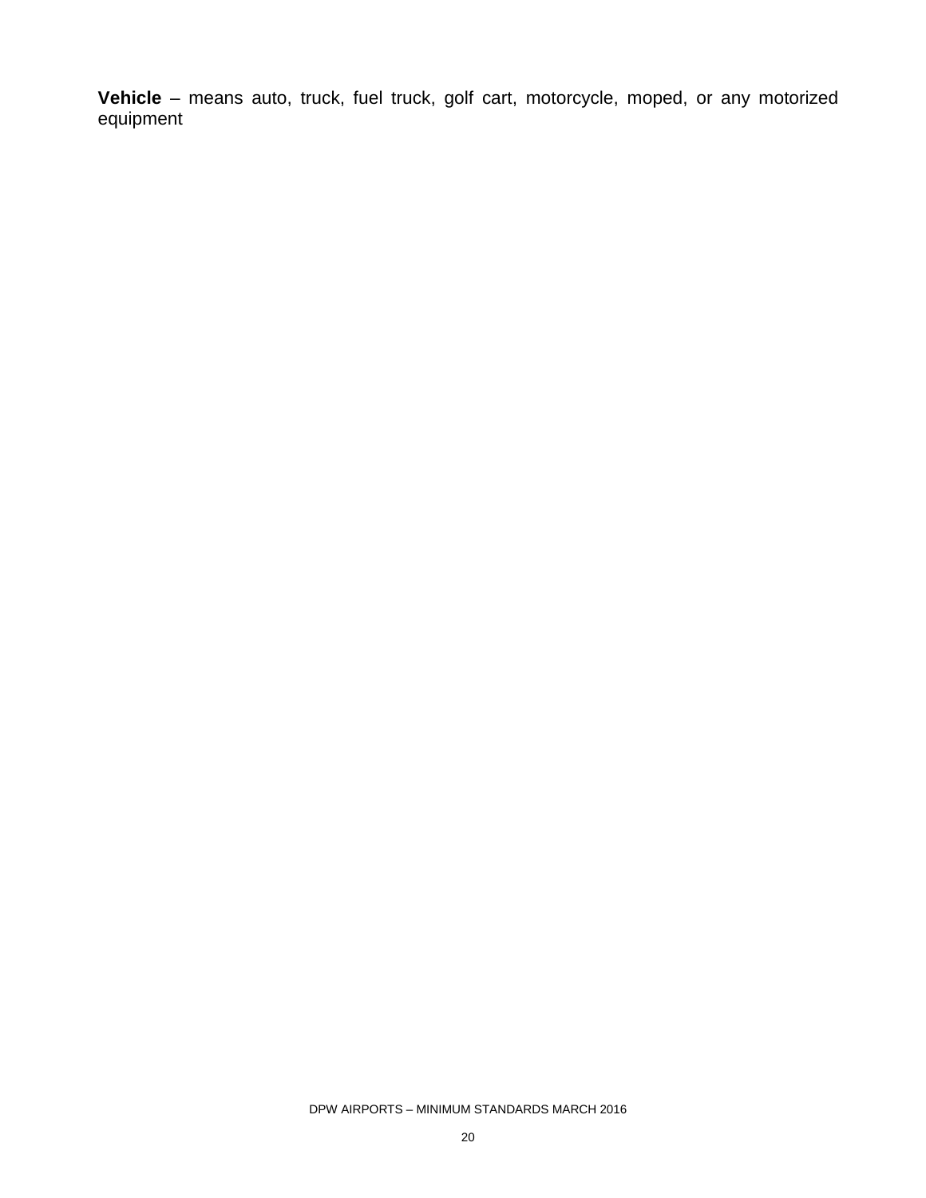**Vehicle** – means auto, truck, fuel truck, golf cart, motorcycle, moped, or any motorized equipment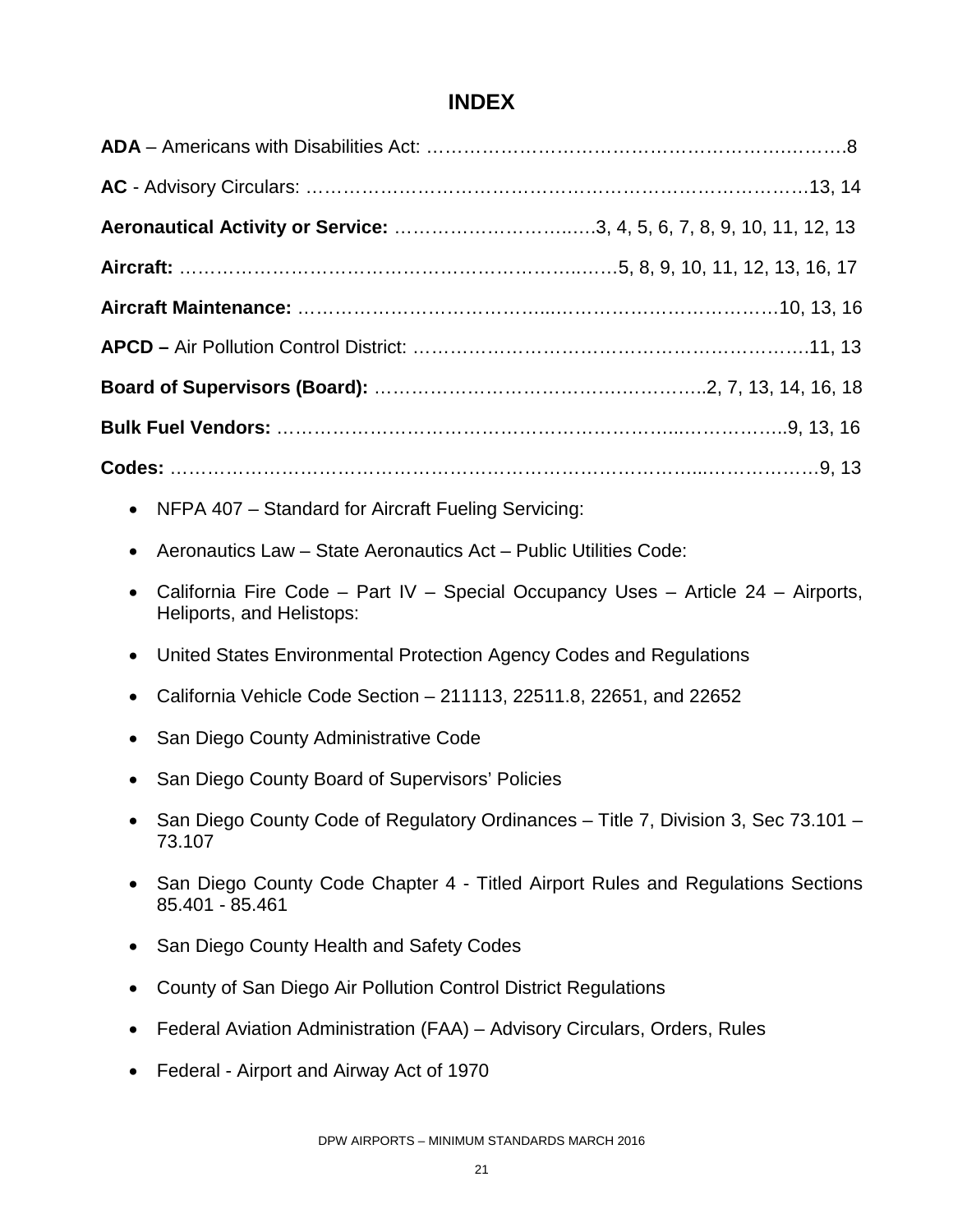# INDEX

**ADA** – Americans with Disabilities Act: ……………………………………………………………8

**AC** - Advisory Circulars: ……………………………………………………………………………13, 14

**Aeronautical Activity or Service:** …………………………..….3, 4, 5, 6, 7, 8, 9, 10, 11, 12, 13

**Aircraft:** ……………………………………………………………..…….5, 8, 9, 10, 11, 12, 13, 16, 17

**Aircraft Maintenance:** ………………………………….……………………………….10, 13, 16

**APCD –** Air Pollution Control District: ………………………………………………………….11, 13

**Board of Supervisors (Board):** …………………………………………….2, 7, 13, 14, 16, 18

**Bulk Fuel Vendors:** ……………………………………………………………..……………..9, 13, 16

**Codes:** ………………………………………………………………………………...……………….9, 13

- NFPA 407 – Standard for Aircraft Fueling Servicing:
- Aeronautics Law – State Aeronautics Act – Public Utilities Code:
- California Fire Code – Part IV – Special Occupancy Uses – Article 24 – Airports, Heliports, and Helistops:
- United States Environmental Protection Agency Codes and Regulations
- California Vehicle Code Section – 211113, 22511.8, 22651, and 22652
- San Diego County Administrative Code
- San Diego County Board of Supervisors' Policies
- San Diego County Code of Regulatory Ordinances – Title 7, Division 3, Sec 73.101 – 73.107
- San Diego County Code Chapter 4 - Titled Airport Rules and Regulations Sections 85.401 - 85.461
- San Diego County Health and Safety Codes
- County of San Diego Air Pollution Control District Regulations
- Federal Aviation Administration (FAA) – Advisory Circulars, Orders, Rules
- Federal - Airport and Airway Act of 1970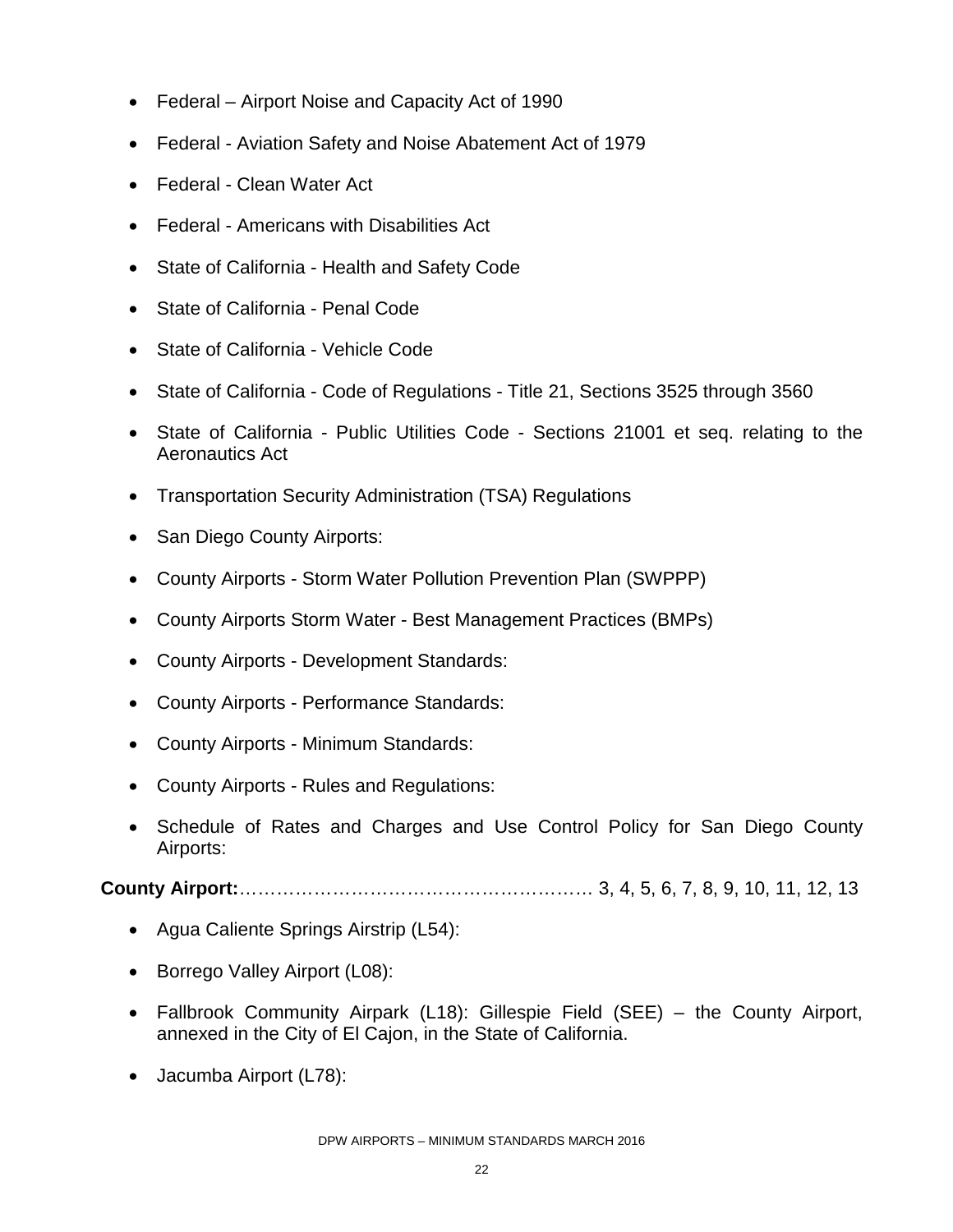- Federal – Airport Noise and Capacity Act of 1990
- Federal - Aviation Safety and Noise Abatement Act of 1979
- Federal - Clean Water Act
- Federal - Americans with Disabilities Act
- State of California - Health and Safety Code
- State of California - Penal Code
- State of California - Vehicle Code
- State of California - Code of Regulations - Title 21, Sections 3525 through 3560
- State of California - Public Utilities Code - Sections 21001 et seq. relating to the Aeronautics Act
- Transportation Security Administration (TSA) Regulations
- San Diego County Airports:
- County Airports - Storm Water Pollution Prevention Plan (SWPPP)
- County Airports Storm Water - Best Management Practices (BMPs)
- County Airports - Development Standards:
- County Airports - Performance Standards:
- County Airports - Minimum Standards:
- County Airports - Rules and Regulations:
- Schedule of Rates and Charges and Use Control Policy for San Diego County Airports:

**County Airport:**…………………………………………………. 3, 4, 5, 6, 7, 8, 9, 10, 11, 12, 13

- Agua Caliente Springs Airstrip (L54):
- Borrego Valley Airport (L08):
- Fallbrook Community Airpark (L18): Gillespie Field (SEE) – the County Airport, annexed in the City of El Cajon, in the State of California.
- Jacumba Airport (L78):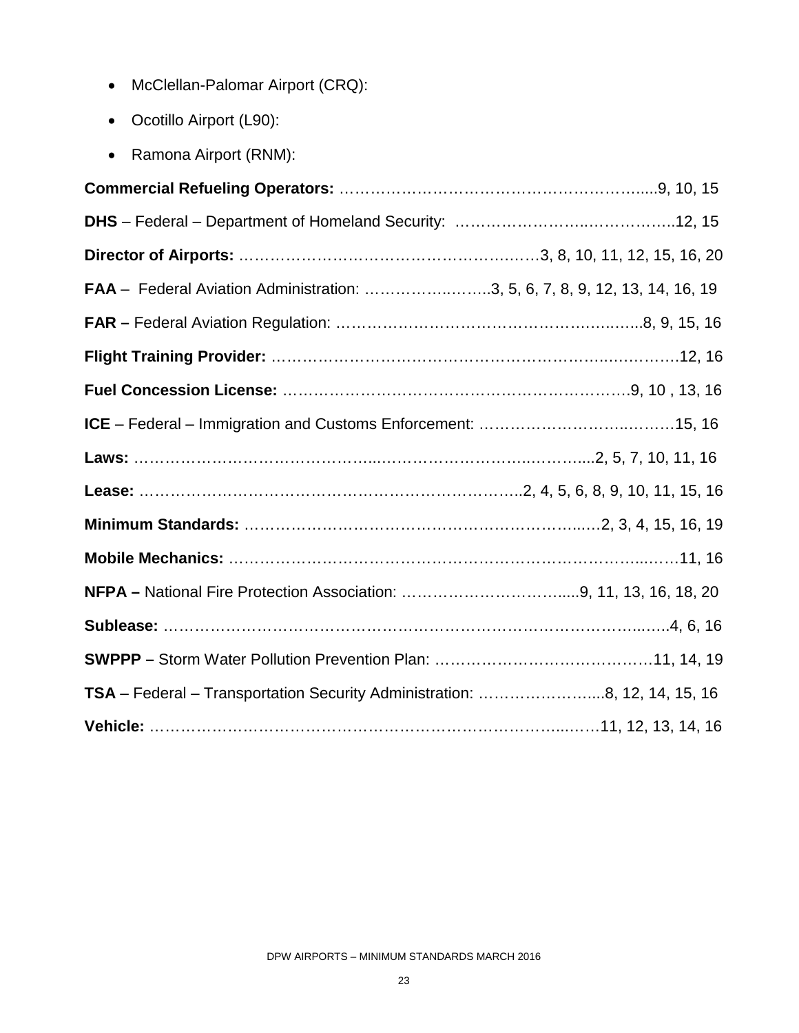- McClellan-Palomar Airport (CRQ):
- Ocotillo Airport (L90):
- Ramona Airport (RNM):

**Commercial Refueling Operators:** ……………………………………………………......9, 10, 15

**DHS** – Federal – Department of Homeland Security: ……………………..……………..12, 15

**Director of Airports:** ………………………………………….….…3, 8, 10, 11, 12, 15, 16, 20

**FAA** – Federal Aviation Administration: …………….……..3, 5, 6, 7, 8, 9, 12, 13, 14, 16, 19

**FAR –** Federal Aviation Regulation: ……………………………………………..…...8, 9, 15, 16

**Flight Training Provider:** ……………………………………………………..….……….12, 16

**Fuel Concession License:** ……………………………………………………….9, 10 , 13, 16

**ICE** – Federal – Immigration and Customs Enforcement: ……………………..………15, 16

**Laws:** ……………………………………..………………………..………....2, 5, 7, 10, 11, 16

**Lease:** ……………………………………………………………..2, 4, 5, 6, 8, 9, 10, 11, 15, 16

**Minimum Standards:** ……………………………………………………..…2, 3, 4, 15, 16, 19

**Mobile Mechanics:** ……………………………………………………………………...….11, 16

**NFPA –** National Fire Protection Association: …………………………......9, 11, 13, 16, 18, 20

**Sublease:** …………………………………………………………………………..…….4, 6, 16

**SWPPP –** Storm Water Pollution Prevention Plan: ……………………………………11, 14, 19

**TSA** – Federal – Transportation Security Administration: …………………....8, 12, 14, 15, 16

**Vehicle:** ………………………………………………………………………..……11, 12, 13, 14, 16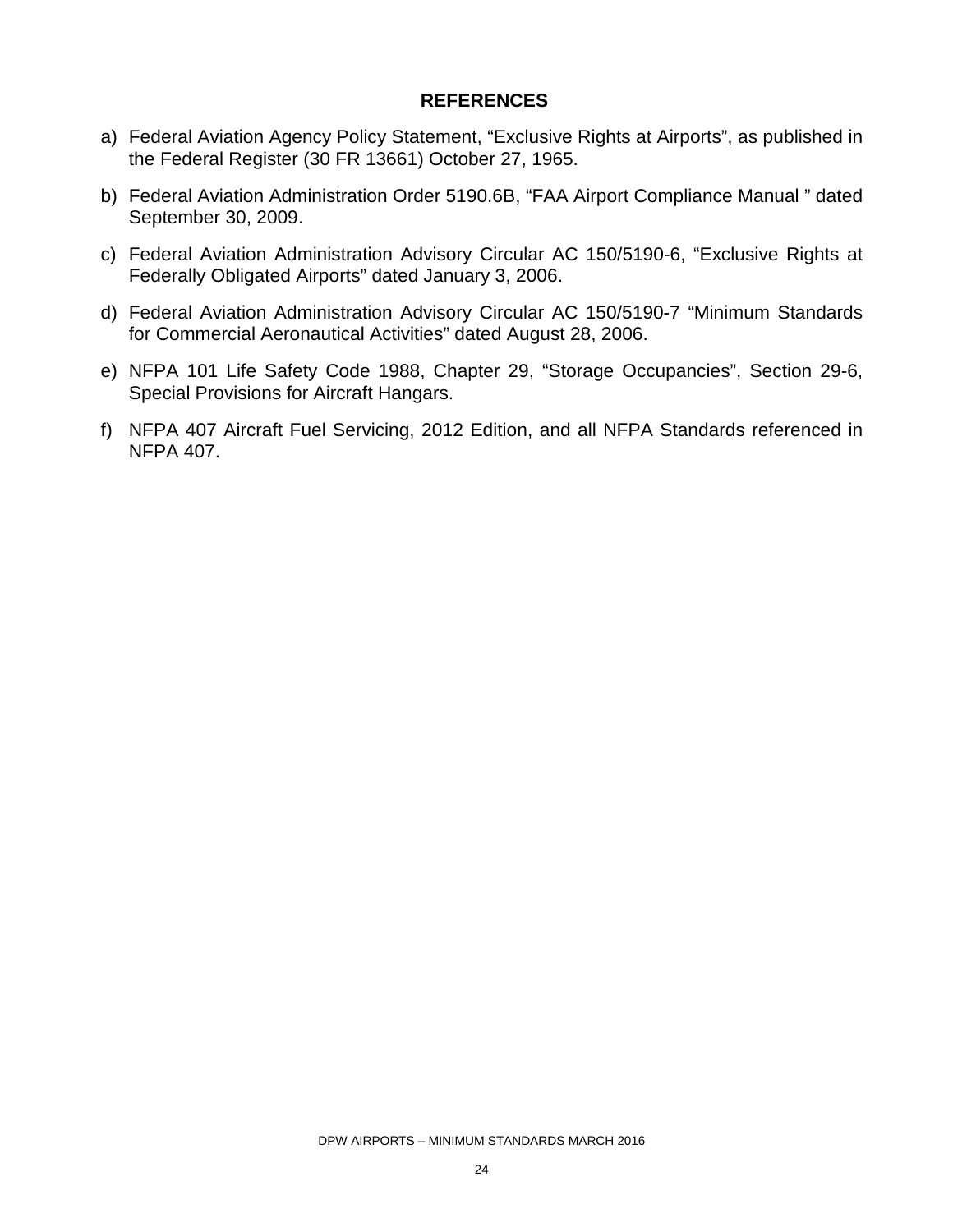## REFERENCES

a) Federal Aviation Agency Policy Statement, “Exclusive Rights at Airports”, as published in the Federal Register (30 FR 13661) October 27, 1965.

b) Federal Aviation Administration Order 5190.6B, “FAA Airport Compliance Manual ” dated September 30, 2009.

c) Federal Aviation Administration Advisory Circular AC 150/5190-6, “Exclusive Rights at Federally Obligated Airports” dated January 3, 2006.

d) Federal Aviation Administration Advisory Circular AC 150/5190-7 “Minimum Standards for Commercial Aeronautical Activities” dated August 28, 2006.

e) NFPA 101 Life Safety Code 1988, Chapter 29, “Storage Occupancies”, Section 29-6, Special Provisions for Aircraft Hangars.

f) NFPA 407 Aircraft Fuel Servicing, 2012 Edition, and all NFPA Standards referenced in NFPA 407.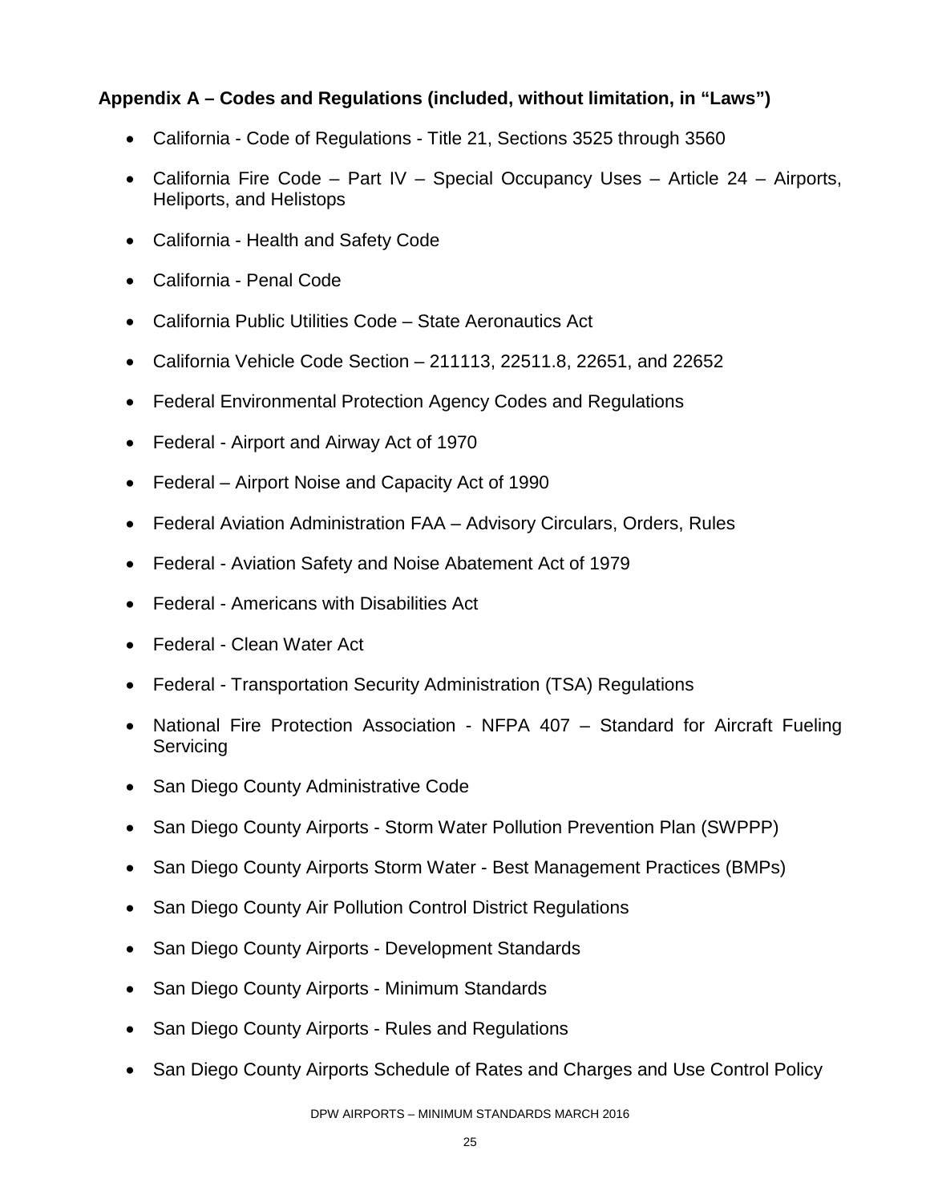### Appendix A – Codes and Regulations (included, without limitation, in "Laws")

- California - Code of Regulations - Title 21, Sections 3525 through 3560
- California Fire Code – Part IV – Special Occupancy Uses – Article 24 – Airports, Heliports, and Helistops
- California - Health and Safety Code
- California - Penal Code
- California Public Utilities Code – State Aeronautics Act
- California Vehicle Code Section – 211113, 22511.8, 22651, and 22652
- Federal Environmental Protection Agency Codes and Regulations
- Federal - Airport and Airway Act of 1970
- Federal – Airport Noise and Capacity Act of 1990
- Federal Aviation Administration FAA – Advisory Circulars, Orders, Rules
- Federal - Aviation Safety and Noise Abatement Act of 1979
- Federal - Americans with Disabilities Act
- Federal - Clean Water Act
- Federal - Transportation Security Administration (TSA) Regulations
- National Fire Protection Association - NFPA 407 – Standard for Aircraft Fueling Servicing
- San Diego County Administrative Code
- San Diego County Airports - Storm Water Pollution Prevention Plan (SWPPP)
- San Diego County Airports Storm Water - Best Management Practices (BMPs)
- San Diego County Air Pollution Control District Regulations
- San Diego County Airports - Development Standards
- San Diego County Airports - Minimum Standards
- San Diego County Airports - Rules and Regulations
- San Diego County Airports Schedule of Rates and Charges and Use Control Policy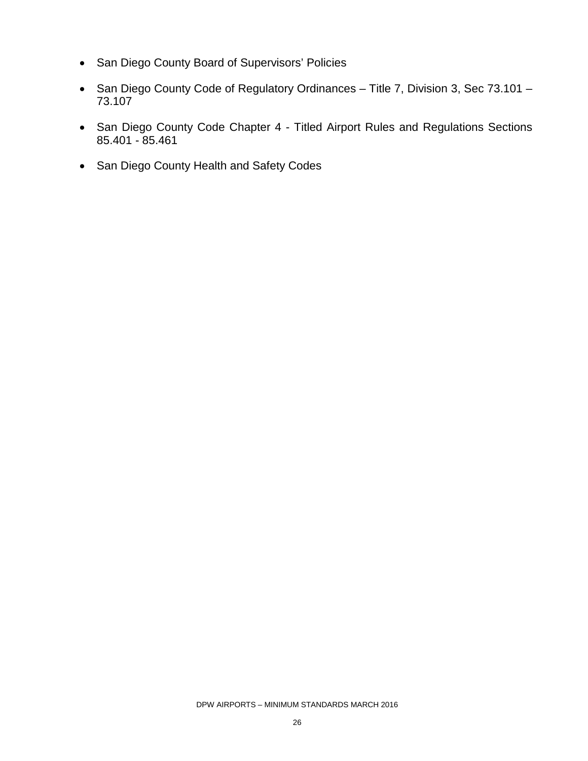- San Diego County Board of Supervisors' Policies
- San Diego County Code of Regulatory Ordinances – Title 7, Division 3, Sec 73.101 – 73.107
- San Diego County Code Chapter 4 - Titled Airport Rules and Regulations Sections 85.401 - 85.461
- San Diego County Health and Safety Codes